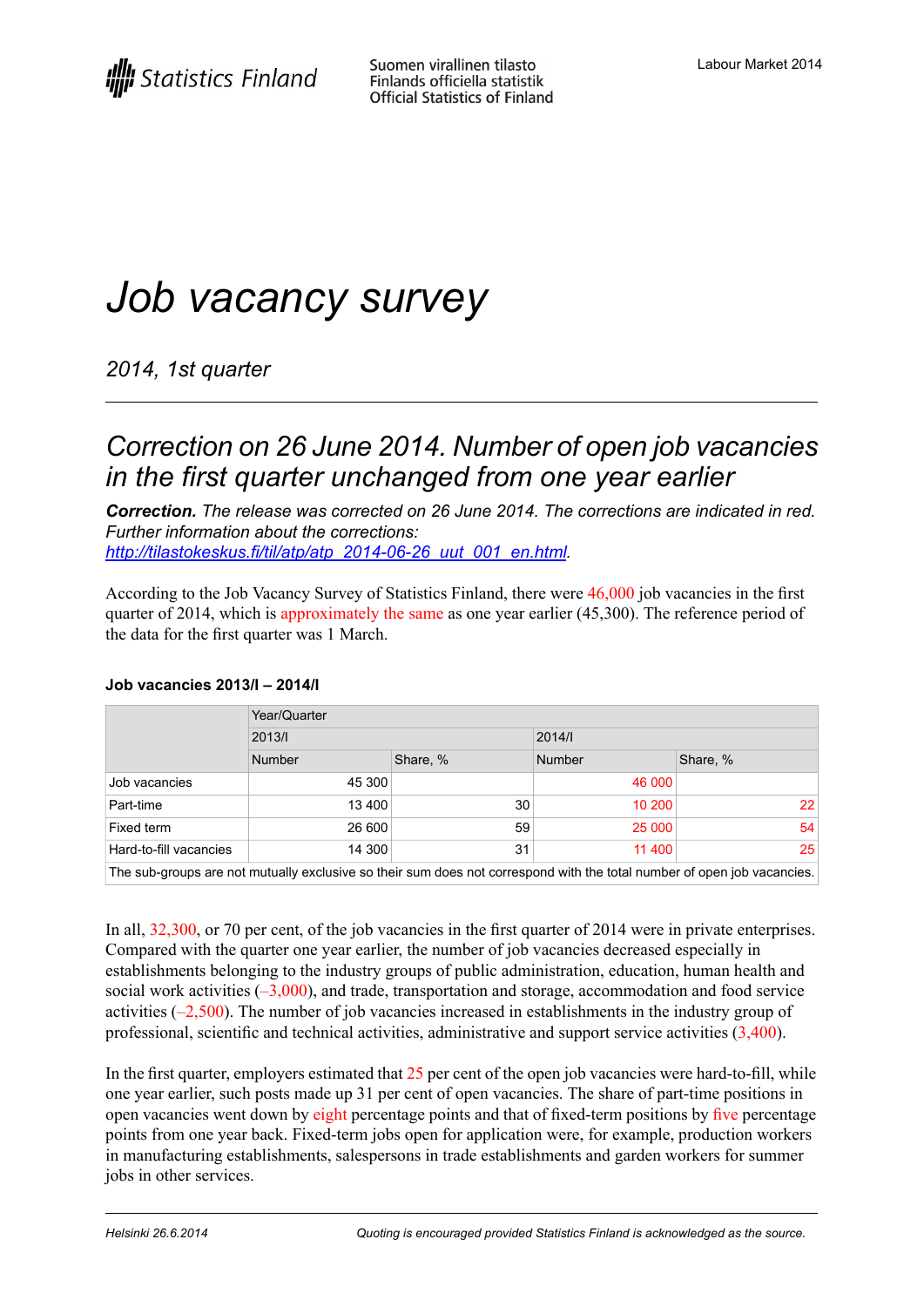Statistics Finland

Suomen virallinen tilasto
Finlands officiella statistik
Official Statistics of Finland

Labour Market 2014

# *Job vacancy survey*

*2014, 1st quarter*

## *Correction on 26 June 2014. Number of open job vacancies in the first quarter unchanged from one year earlier*

***Correction.** The release was corrected on 26 June 2014. The corrections are indicated in red. Further information about the corrections: [http://tilastokeskus.fi/til/atp/atp_2014-06-26_uut_001_en.html](http://tilastokeskus.fi/til/atp/atp_2014-06-26_uut_001_en.html).*

According to the Job Vacancy Survey of Statistics Finland, there were 46,000 job vacancies in the first quarter of 2014, which is approximately the same as one year earlier (45,300). The reference period of the data for the first quarter was 1 March.

**Job vacancies 2013/I – 2014/I**

| | Year/Quarter | | | |
|---|---|---|---|---|
| | 2013/I | | 2014/I | |
| | Number | Share, % | Number | Share, % |
| Job vacancies | 45 300 | | 46 000 | |
| Part-time | 13 400 | 30 | 10 200 | 22 |
| Fixed term | 26 600 | 59 | 25 000 | 54 |
| Hard-to-fill vacancies | 14 300 | 31 | 11 400 | 25 |

The sub-groups are not mutually exclusive so their sum does not correspond with the total number of open job vacancies.

In all, 32,300, or 70 per cent, of the job vacancies in the first quarter of 2014 were in private enterprises. Compared with the quarter one year earlier, the number of job vacancies decreased especially in establishments belonging to the industry groups of public administration, education, human health and social work activities (–3,000), and trade, transportation and storage, accommodation and food service activities (–2,500). The number of job vacancies increased in establishments in the industry group of professional, scientific and technical activities, administrative and support service activities (3,400).

In the first quarter, employers estimated that 25 per cent of the open job vacancies were hard-to-fill, while one year earlier, such posts made up 31 per cent of open vacancies. The share of part-time positions in open vacancies went down by eight percentage points and that of fixed-term positions by five percentage points from one year back. Fixed-term jobs open for application were, for example, production workers in manufacturing establishments, salespersons in trade establishments and garden workers for summer jobs in other services.

*Helsinki 26.6.2014*

*Quoting is encouraged provided Statistics Finland is acknowledged as the source.*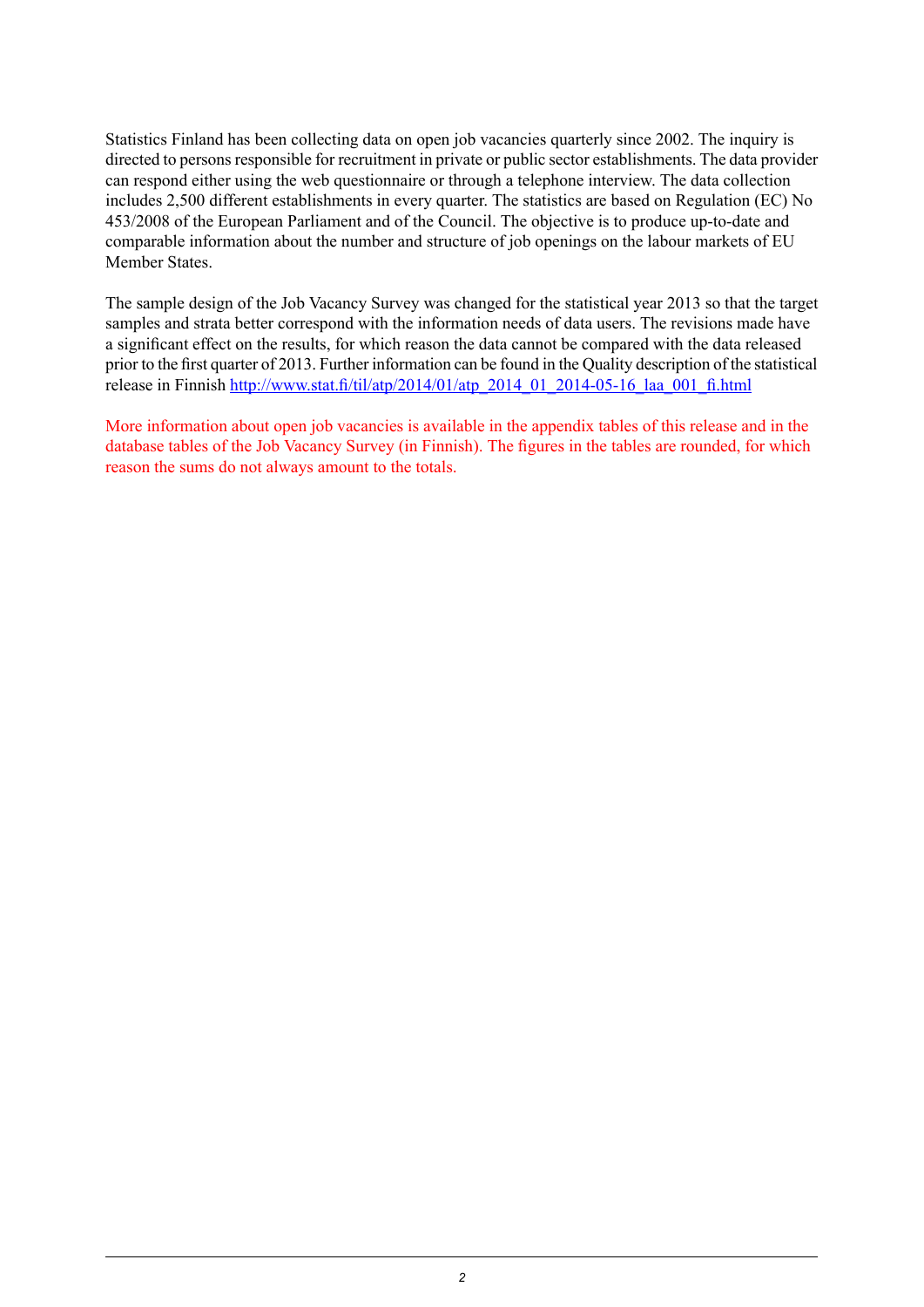Statistics Finland has been collecting data on open job vacancies quarterly since 2002. The inquiry is directed to persons responsible for recruitment in private or public sector establishments. The data provider can respond either using the web questionnaire or through a telephone interview. The data collection includes 2,500 different establishments in every quarter. The statistics are based on Regulation (EC) No 453/2008 of the European Parliament and of the Council. The objective is to produce up-to-date and comparable information about the number and structure of job openings on the labour markets of EU Member States.

The sample design of the Job Vacancy Survey was changed for the statistical year 2013 so that the target samples and strata better correspond with the information needs of data users. The revisions made have a significant effect on the results, for which reason the data cannot be compared with the data released prior to the first quarter of 2013. Further information can be found in the Quality description of the statistical release in Finnish http://www.stat.fi/til/atp/2014/01/atp_2014_01_2014-05-16_laa_001_fi.html

More information about open job vacancies is available in the appendix tables of this release and in the database tables of the Job Vacancy Survey (in Finnish). The figures in the tables are rounded, for which reason the sums do not always amount to the totals.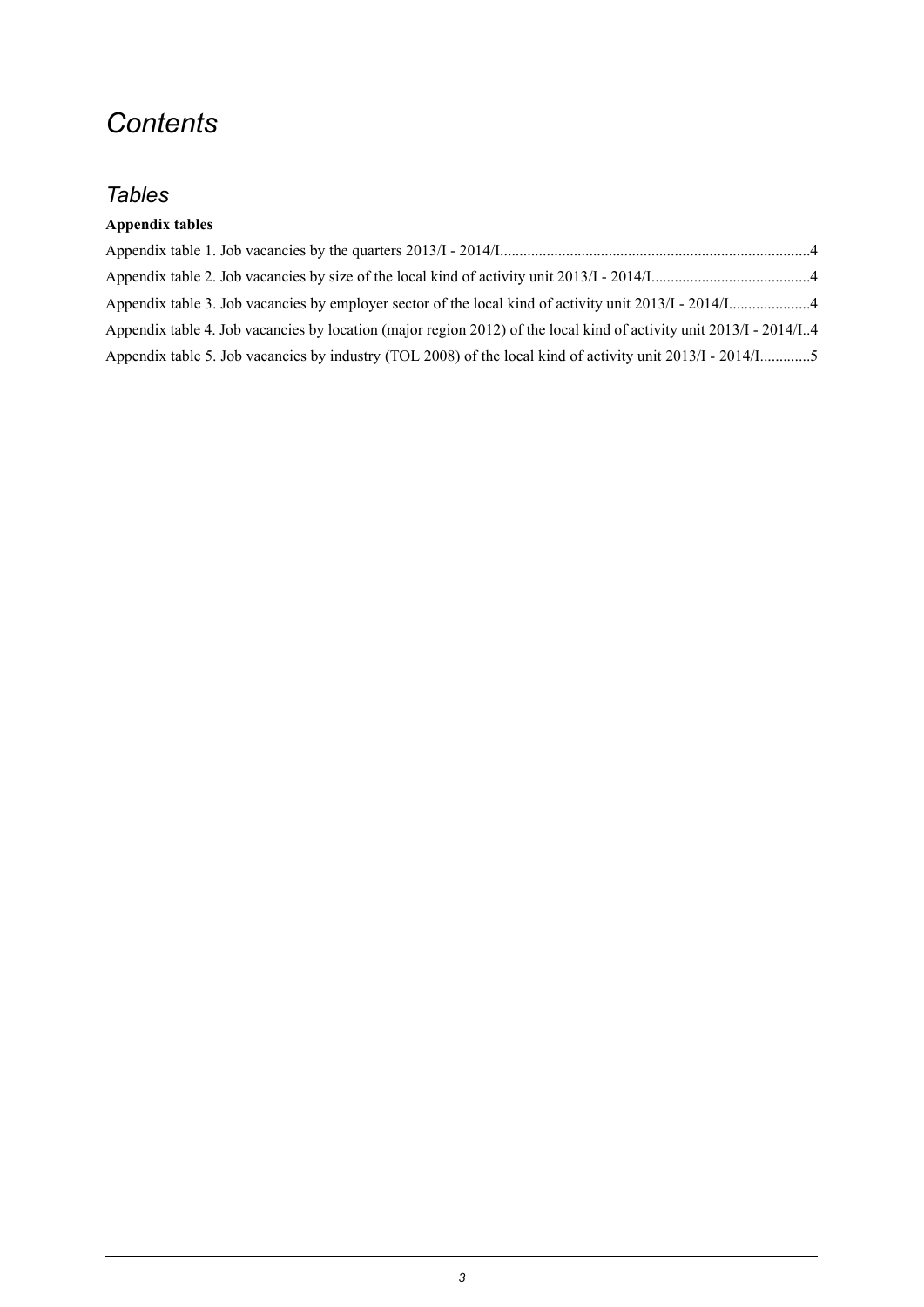# *Contents*

## *Tables*

**Appendix tables**

Appendix table 1. Job vacancies by the quarters 2013/I - 2014/I...............................................................................4

Appendix table 2. Job vacancies by size of the local kind of activity unit 2013/I - 2014/I.........................................4

Appendix table 3. Job vacancies by employer sector of the local kind of activity unit 2013/I - 2014/I.....................4

Appendix table 4. Job vacancies by location (major region 2012) of the local kind of activity unit 2013/I - 2014/I..4

Appendix table 5. Job vacancies by industry (TOL 2008) of the local kind of activity unit 2013/I - 2014/I.............5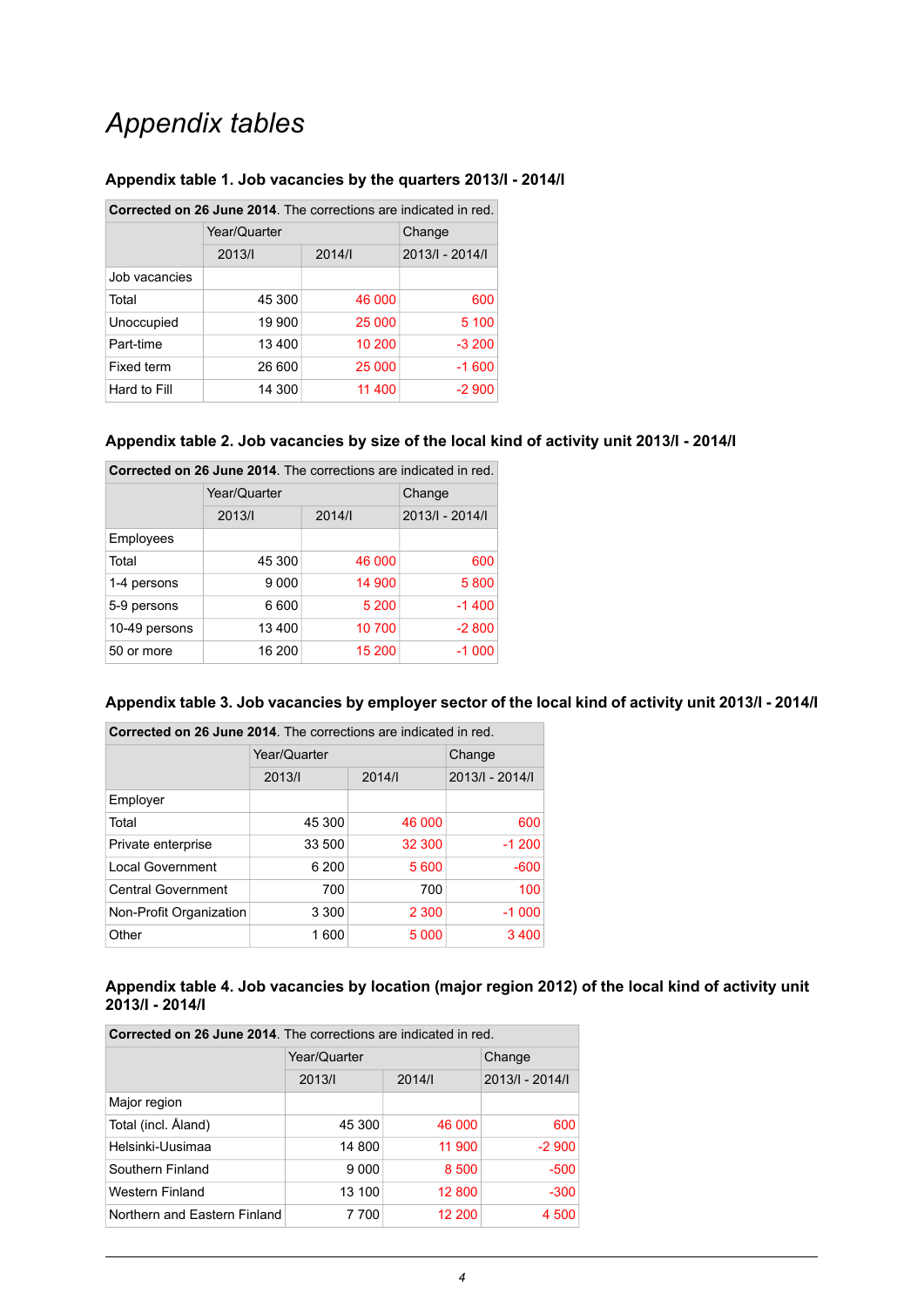# Appendix tables

### Appendix table 1. Job vacancies by the quarters 2013/I - 2014/I

**Corrected on 26 June 2014**. The corrections are indicated in red.

| | Year/Quarter | | Change |
|---|---|---|---|
| | 2013/I | 2014/I | 2013/I - 2014/I |
| Job vacancies | | | |
| Total | 45 300 | 46 000 | 600 |
| Unoccupied | 19 900 | 25 000 | 5 100 |
| Part-time | 13 400 | 10 200 | -3 200 |
| Fixed term | 26 600 | 25 000 | -1 600 |
| Hard to Fill | 14 300 | 11 400 | -2 900 |

### Appendix table 2. Job vacancies by size of the local kind of activity unit 2013/I - 2014/I

**Corrected on 26 June 2014**. The corrections are indicated in red.

| | Year/Quarter | | Change |
|---|---|---|---|
| | 2013/I | 2014/I | 2013/I - 2014/I |
| Employees | | | |
| Total | 45 300 | 46 000 | 600 |
| 1-4 persons | 9 000 | 14 900 | 5 800 |
| 5-9 persons | 6 600 | 5 200 | -1 400 |
| 10-49 persons | 13 400 | 10 700 | -2 800 |
| 50 or more | 16 200 | 15 200 | -1 000 |

### Appendix table 3. Job vacancies by employer sector of the local kind of activity unit 2013/I - 2014/I

**Corrected on 26 June 2014**. The corrections are indicated in red.

| | Year/Quarter | | Change |
|---|---|---|---|
| | 2013/I | 2014/I | 2013/I - 2014/I |
| Employer | | | |
| Total | 45 300 | 46 000 | 600 |
| Private enterprise | 33 500 | 32 300 | -1 200 |
| Local Government | 6 200 | 5 600 | -600 |
| Central Government | 700 | 700 | 100 |
| Non-Profit Organization | 3 300 | 2 300 | -1 000 |
| Other | 1 600 | 5 000 | 3 400 |

### Appendix table 4. Job vacancies by location (major region 2012) of the local kind of activity unit 2013/I - 2014/I

**Corrected on 26 June 2014**. The corrections are indicated in red.

| | Year/Quarter | | Change |
|---|---|---|---|
| | 2013/I | 2014/I | 2013/I - 2014/I |
| Major region | | | |
| Total (incl. Åland) | 45 300 | 46 000 | 600 |
| Helsinki-Uusimaa | 14 800 | 11 900 | -2 900 |
| Southern Finland | 9 000 | 8 500 | -500 |
| Western Finland | 13 100 | 12 800 | -300 |
| Northern and Eastern Finland | 7 700 | 12 200 | 4 500 |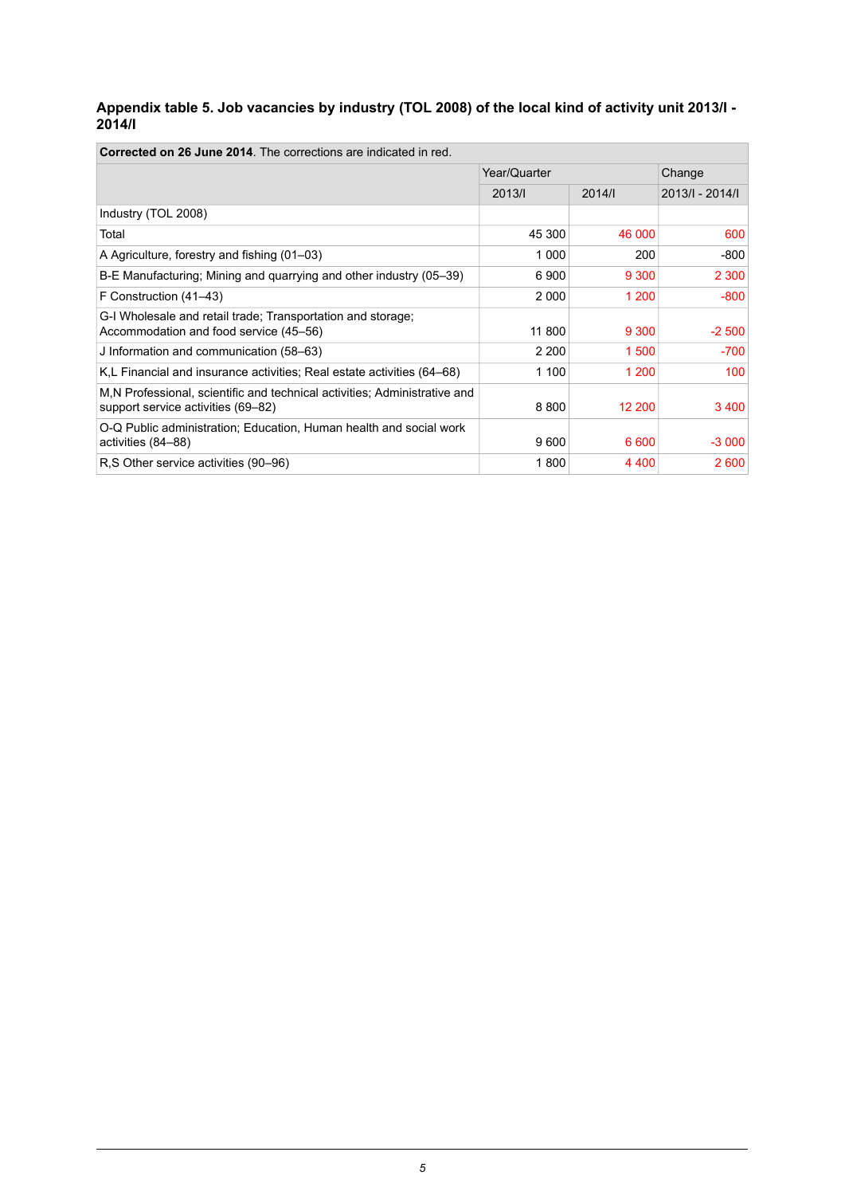### Appendix table 5. Job vacancies by industry (TOL 2008) of the local kind of activity unit 2013/I - 2014/I

**Corrected on 26 June 2014**. The corrections are indicated in red.

| | Year/Quarter | | Change |
|---|---|---|---|
| | 2013/I | 2014/I | 2013/I - 2014/I |
| Industry (TOL 2008) | | | |
| Total | 45 300 | 46 000 | 600 |
| A Agriculture, forestry and fishing (01–03) | 1 000 | 200 | -800 |
| B-E Manufacturing; Mining and quarrying and other industry (05–39) | 6 900 | 9 300 | 2 300 |
| F Construction (41–43) | 2 000 | 1 200 | -800 |
| G-I Wholesale and retail trade; Transportation and storage; Accommodation and food service (45–56) | 11 800 | 9 300 | -2 500 |
| J Information and communication (58–63) | 2 200 | 1 500 | -700 |
| K,L Financial and insurance activities; Real estate activities (64–68) | 1 100 | 1 200 | 100 |
| M,N Professional, scientific and technical activities; Administrative and support service activities (69–82) | 8 800 | 12 200 | 3 400 |
| O-Q Public administration; Education, Human health and social work activities (84–88) | 9 600 | 6 600 | -3 000 |
| R,S Other service activities (90–96) | 1 800 | 4 400 | 2 600 |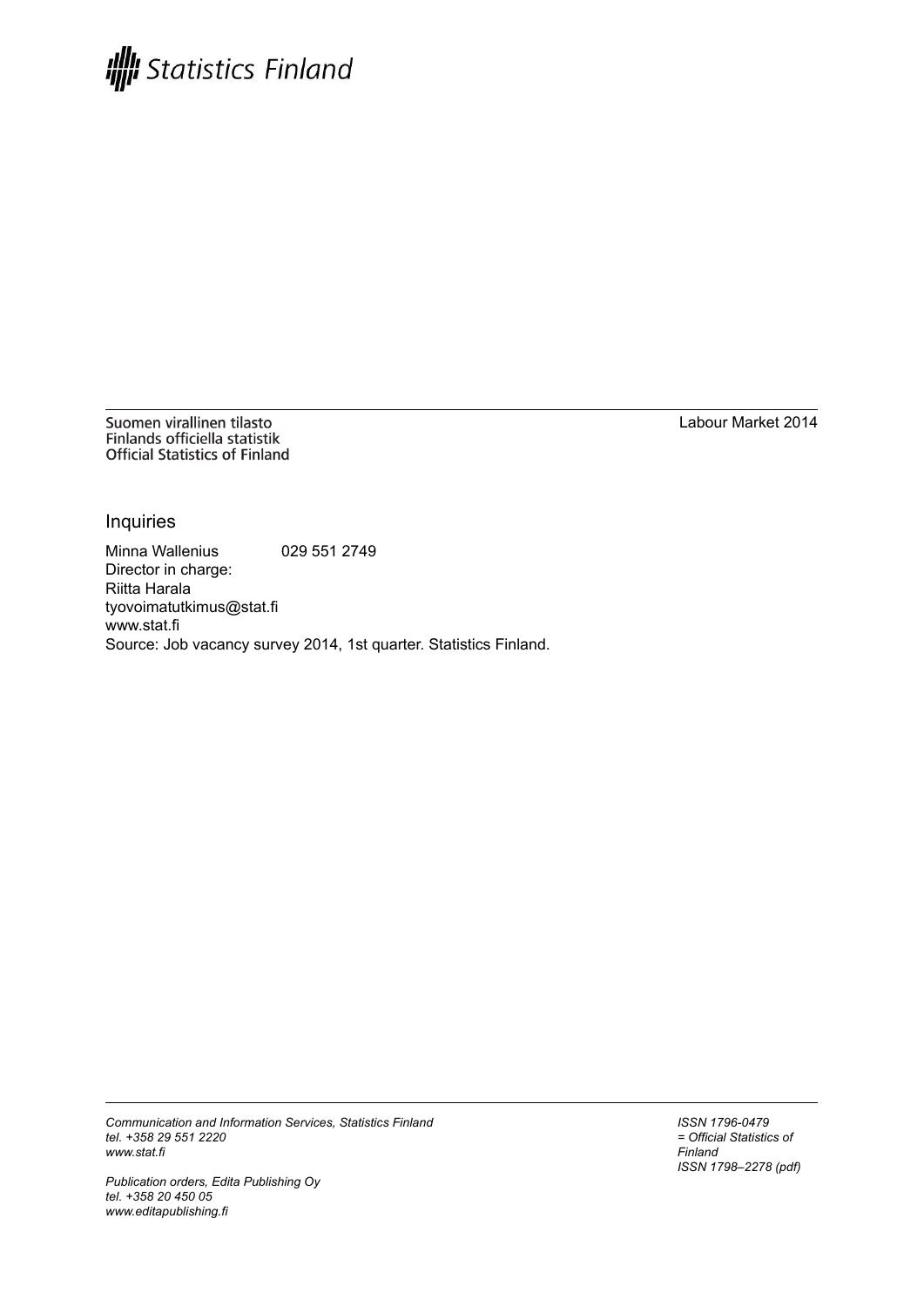Statistics Finland

Suomen virallinen tilasto
Finlands officiella statistik
**Official Statistics of Finland**

Labour Market 2014

## Inquiries

Minna Wallenius 029 551 2749
Director in charge:
Riitta Harala
tyovoimatutkimus@stat.fi
www.stat.fi
Source: Job vacancy survey 2014, 1st quarter. Statistics Finland.

*Communication and Information Services, Statistics Finland*
*tel. +358 29 551 2220*
*www.stat.fi*

*Publication orders, Edita Publishing Oy*
*tel. +358 20 450 05*
*www.editapublishing.fi*

*ISSN 1796-0479*
*= Official Statistics of Finland*
*ISSN 1798–2278 (pdf)*